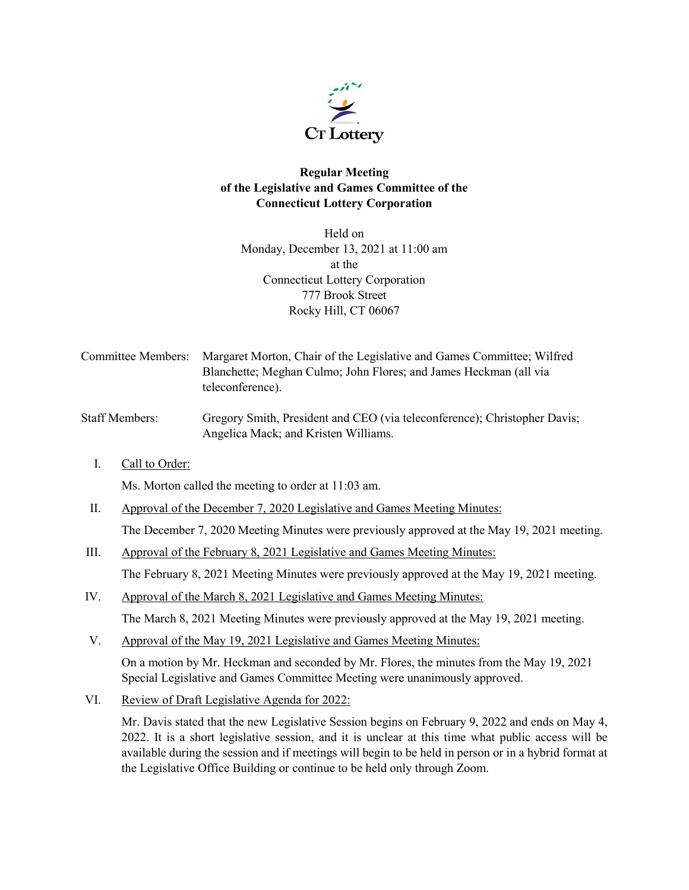# Regular Meeting of the Legislative and Games Committee of the Connecticut Lottery Corporation

Held on
Monday, December 13, 2021 at 11:00 am
at the
Connecticut Lottery Corporation
777 Brook Street
Rocky Hill, CT 06067

Committee Members: Margaret Morton, Chair of the Legislative and Games Committee; Wilfred Blanchette; Meghan Culmo; John Flores; and James Heckman (all via teleconference).

Staff Members: Gregory Smith, President and CEO (via teleconference); Christopher Davis; Angelica Mack; and Kristen Williams.

I. Call to Order:

Ms. Morton called the meeting to order at 11:03 am.

II. Approval of the December 7, 2020 Legislative and Games Meeting Minutes:

The December 7, 2020 Meeting Minutes were previously approved at the May 19, 2021 meeting.

III. Approval of the February 8, 2021 Legislative and Games Meeting Minutes:

The February 8, 2021 Meeting Minutes were previously approved at the May 19, 2021 meeting.

IV. Approval of the March 8, 2021 Legislative and Games Meeting Minutes:

The March 8, 2021 Meeting Minutes were previously approved at the May 19, 2021 meeting.

V. Approval of the May 19, 2021 Legislative and Games Meeting Minutes:

On a motion by Mr. Heckman and seconded by Mr. Flores, the minutes from the May 19, 2021 Special Legislative and Games Committee Meeting were unanimously approved.

VI. Review of Draft Legislative Agenda for 2022:

Mr. Davis stated that the new Legislative Session begins on February 9, 2022 and ends on May 4, 2022. It is a short legislative session, and it is unclear at this time what public access will be available during the session and if meetings will begin to be held in person or in a hybrid format at the Legislative Office Building or continue to be held only through Zoom.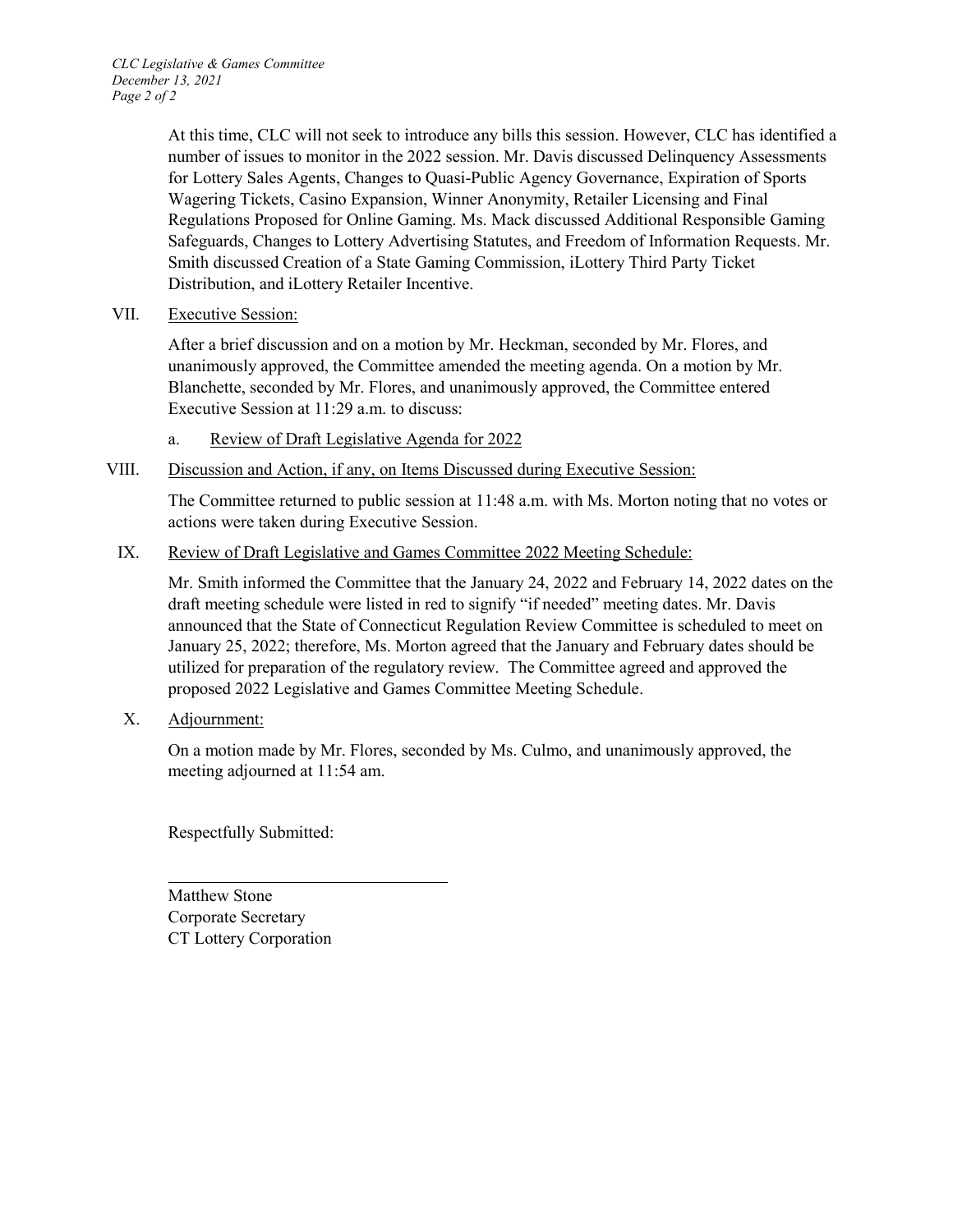At this time, CLC will not seek to introduce any bills this session. However, CLC has identified a number of issues to monitor in the 2022 session. Mr. Davis discussed Delinquency Assessments for Lottery Sales Agents, Changes to Quasi-Public Agency Governance, Expiration of Sports Wagering Tickets, Casino Expansion, Winner Anonymity, Retailer Licensing and Final Regulations Proposed for Online Gaming. Ms. Mack discussed Additional Responsible Gaming Safeguards, Changes to Lottery Advertising Statutes, and Freedom of Information Requests. Mr. Smith discussed Creation of a State Gaming Commission, iLottery Third Party Ticket Distribution, and iLottery Retailer Incentive.

VII. Executive Session:

After a brief discussion and on a motion by Mr. Heckman, seconded by Mr. Flores, and unanimously approved, the Committee amended the meeting agenda. On a motion by Mr. Blanchette, seconded by Mr. Flores, and unanimously approved, the Committee entered Executive Session at 11:29 a.m. to discuss:

a. Review of Draft Legislative Agenda for 2022

VIII. Discussion and Action, if any, on Items Discussed during Executive Session:

The Committee returned to public session at 11:48 a.m. with Ms. Morton noting that no votes or actions were taken during Executive Session.

IX. Review of Draft Legislative and Games Committee 2022 Meeting Schedule:

Mr. Smith informed the Committee that the January 24, 2022 and February 14, 2022 dates on the draft meeting schedule were listed in red to signify "if needed" meeting dates. Mr. Davis announced that the State of Connecticut Regulation Review Committee is scheduled to meet on January 25, 2022; therefore, Ms. Morton agreed that the January and February dates should be utilized for preparation of the regulatory review. The Committee agreed and approved the proposed 2022 Legislative and Games Committee Meeting Schedule.

X. Adjournment:

On a motion made by Mr. Flores, seconded by Ms. Culmo, and unanimously approved, the meeting adjourned at 11:54 am.

Respectfully Submitted:

Matthew Stone
Corporate Secretary
CT Lottery Corporation